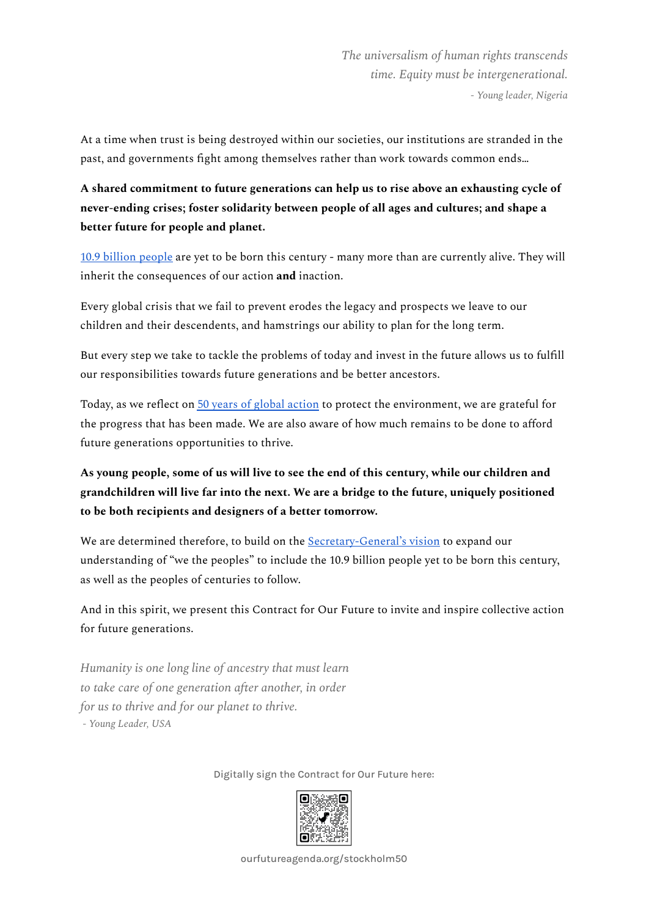*The universalism of human rights transcends time. Equity must be intergenerational.*
*- Young leader, Nigeria*

At a time when trust is being destroyed within our societies, our institutions are stranded in the past, and governments fight among themselves rather than work towards common ends…

**A shared commitment to future generations can help us to rise above an exhausting cycle of never-ending crises; foster solidarity between people of all ages and cultures; and shape a better future for people and planet.**

10.9 billion people are yet to be born this century - many more than are currently alive. They will inherit the consequences of our action **and** inaction.

Every global crisis that we fail to prevent erodes the legacy and prospects we leave to our children and their descendents, and hamstrings our ability to plan for the long term.

But every step we take to tackle the problems of today and invest in the future allows us to fulfill our responsibilities towards future generations and be better ancestors.

Today, as we reflect on 50 years of global action to protect the environment, we are grateful for the progress that has been made. We are also aware of how much remains to be done to afford future generations opportunities to thrive.

**As young people, some of us will live to see the end of this century, while our children and grandchildren will live far into the next. We are a bridge to the future, uniquely positioned to be both recipients and designers of a better tomorrow.**

We are determined therefore, to build on the Secretary-General's vision to expand our understanding of "we the peoples" to include the 10.9 billion people yet to be born this century, as well as the peoples of centuries to follow.

And in this spirit, we present this Contract for Our Future to invite and inspire collective action for future generations.

*Humanity is one long line of ancestry that must learn to take care of one generation after another, in order for us to thrive and for our planet to thrive.*
*- Young Leader, USA*

Digitally sign the Contract for Our Future here:

ourfutureagenda.org/stockholm50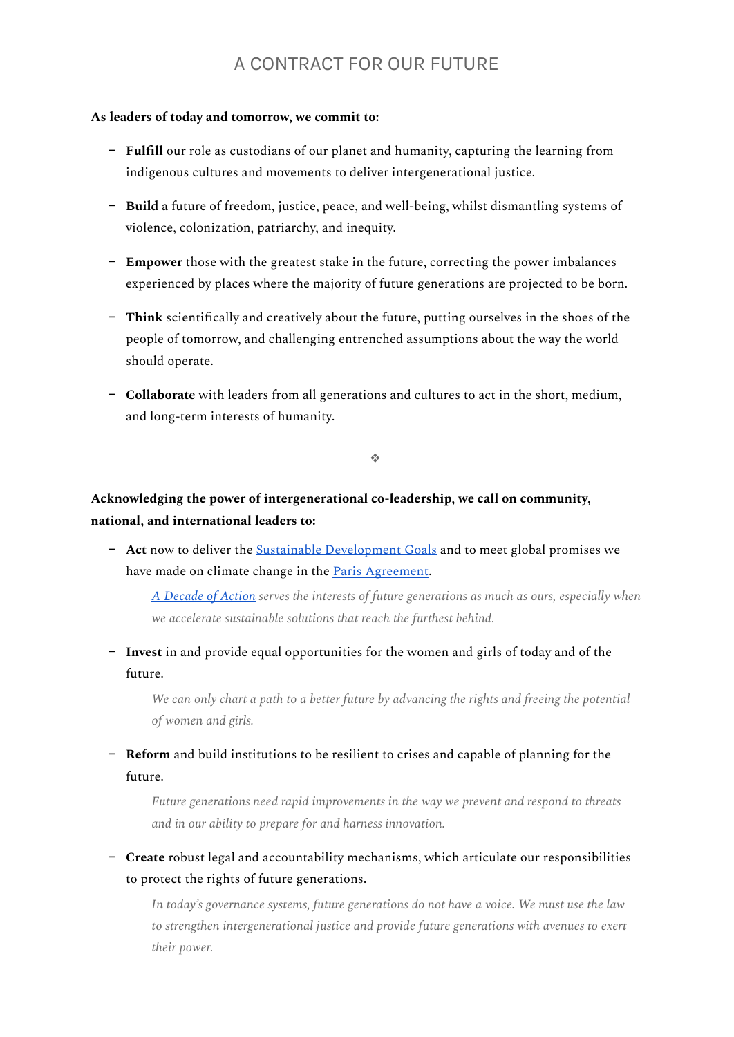# A CONTRACT FOR OUR FUTURE

**As leaders of today and tomorrow, we commit to:**

- **Fulfill** our role as custodians of our planet and humanity, capturing the learning from indigenous cultures and movements to deliver intergenerational justice.
- **Build** a future of freedom, justice, peace, and well-being, whilst dismantling systems of violence, colonization, patriarchy, and inequity.
- **Empower** those with the greatest stake in the future, correcting the power imbalances experienced by places where the majority of future generations are projected to be born.
- **Think** scientifically and creatively about the future, putting ourselves in the shoes of the people of tomorrow, and challenging entrenched assumptions about the way the world should operate.
- **Collaborate** with leaders from all generations and cultures to act in the short, medium, and long-term interests of humanity.

❖

**Acknowledging the power of intergenerational co-leadership, we call on community, national, and international leaders to:**

- **Act** now to deliver the Sustainable Development Goals and to meet global promises we have made on climate change in the Paris Agreement.

  *A Decade of Action serves the interests of future generations as much as ours, especially when we accelerate sustainable solutions that reach the furthest behind.*

- **Invest** in and provide equal opportunities for the women and girls of today and of the future.

  *We can only chart a path to a better future by advancing the rights and freeing the potential of women and girls.*

- **Reform** and build institutions to be resilient to crises and capable of planning for the future.

  *Future generations need rapid improvements in the way we prevent and respond to threats and in our ability to prepare for and harness innovation.*

- **Create** robust legal and accountability mechanisms, which articulate our responsibilities to protect the rights of future generations.

  *In today's governance systems, future generations do not have a voice. We must use the law to strengthen intergenerational justice and provide future generations with avenues to exert their power.*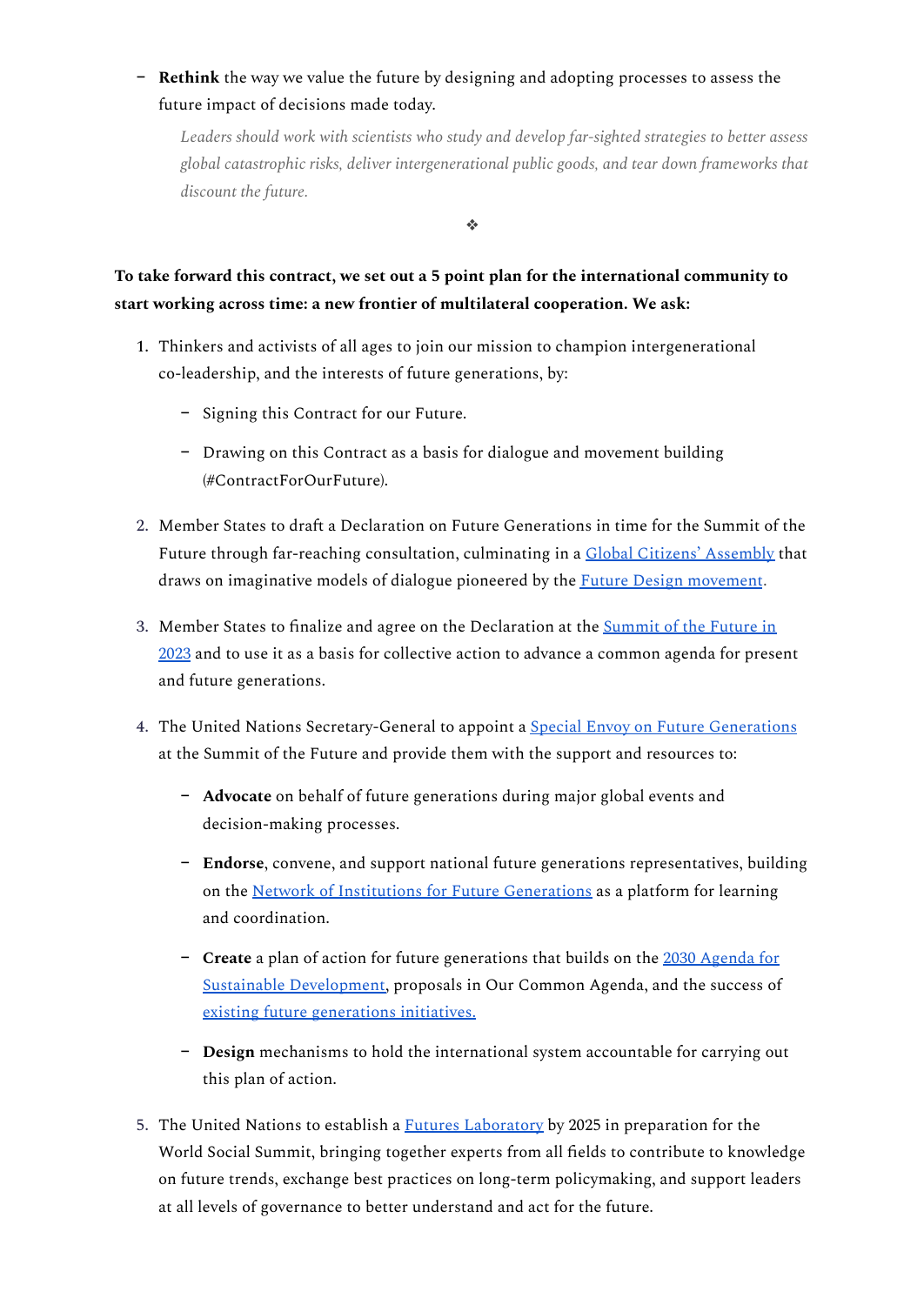- **Rethink** the way we value the future by designing and adopting processes to assess the future impact of decisions made today.

  > *Leaders should work with scientists who study and develop far-sighted strategies to better assess global catastrophic risks, deliver intergenerational public goods, and tear down frameworks that discount the future.*

❖

**To take forward this contract, we set out a 5 point plan for the international community to start working across time: a new frontier of multilateral cooperation. We ask:**

1. Thinkers and activists of all ages to join our mission to champion intergenerational co-leadership, and the interests of future generations, by:
   - Signing this Contract for our Future.
   - Drawing on this Contract as a basis for dialogue and movement building (#ContractForOurFuture).
2. Member States to draft a Declaration on Future Generations in time for the Summit of the Future through far-reaching consultation, culminating in a Global Citizens' Assembly that draws on imaginative models of dialogue pioneered by the Future Design movement.
3. Member States to finalize and agree on the Declaration at the Summit of the Future in 2023 and to use it as a basis for collective action to advance a common agenda for present and future generations.
4. The United Nations Secretary-General to appoint a Special Envoy on Future Generations at the Summit of the Future and provide them with the support and resources to:
   - **Advocate** on behalf of future generations during major global events and decision-making processes.
   - **Endorse**, convene, and support national future generations representatives, building on the Network of Institutions for Future Generations as a platform for learning and coordination.
   - **Create** a plan of action for future generations that builds on the 2030 Agenda for Sustainable Development, proposals in Our Common Agenda, and the success of existing future generations initiatives.
   - **Design** mechanisms to hold the international system accountable for carrying out this plan of action.
5. The United Nations to establish a Futures Laboratory by 2025 in preparation for the World Social Summit, bringing together experts from all fields to contribute to knowledge on future trends, exchange best practices on long-term policymaking, and support leaders at all levels of governance to better understand and act for the future.